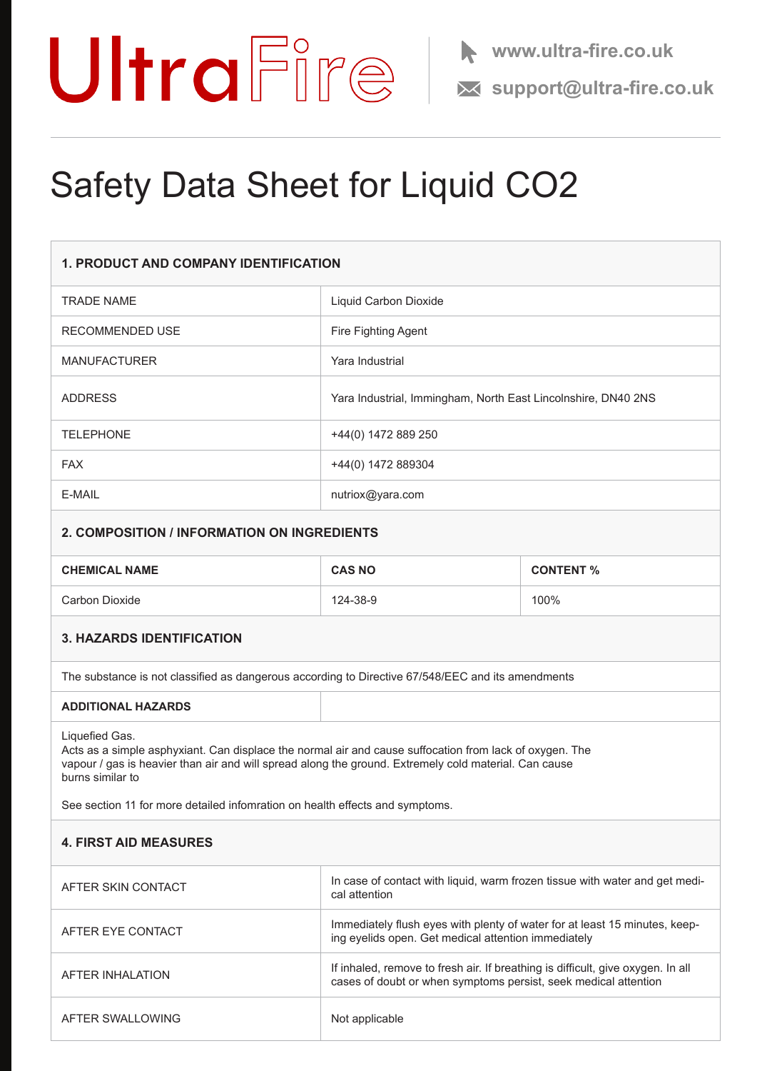UltraFire

www.ultra-fire.co.uk

support@ultra-fire.co.uk

# Safety Data Sheet for Liquid CO2

## 1. PRODUCT AND COMPANY IDENTIFICATION

| | |
|---|---|
| TRADE NAME | Liquid Carbon Dioxide |
| RECOMMENDED USE | Fire Fighting Agent |
| MANUFACTURER | Yara Industrial |
| ADDRESS | Yara Industrial, Immingham, North East Lincolnshire, DN40 2NS |
| TELEPHONE | +44(0) 1472 889 250 |
| FAX | +44(0) 1472 889304 |
| E-MAIL | nutriox@yara.com |

## 2. COMPOSITION / INFORMATION ON INGREDIENTS

| CHEMICAL NAME | CAS NO | CONTENT % |
|---|---|---|
| Carbon Dioxide | 124-38-9 | 100% |

## 3. HAZARDS IDENTIFICATION

The substance is not classified as dangerous according to Directive 67/548/EEC and its amendments

**ADDITIONAL HAZARDS**

Liquefied Gas.
Acts as a simple asphyxiant. Can displace the normal air and cause suffocation from lack of oxygen. The vapour / gas is heavier than air and will spread along the ground. Extremely cold material. Can cause burns similar to

See section 11 for more detailed infomration on health effects and symptoms.

## 4. FIRST AID MEASURES

| | |
|---|---|
| AFTER SKIN CONTACT | In case of contact with liquid, warm frozen tissue with water and get medical attention |
| AFTER EYE CONTACT | Immediately flush eyes with plenty of water for at least 15 minutes, keeping eyelids open. Get medical attention immediately |
| AFTER INHALATION | If inhaled, remove to fresh air. If breathing is difficult, give oxygen. In all cases of doubt or when symptoms persist, seek medical attention |
| AFTER SWALLOWING | Not applicable |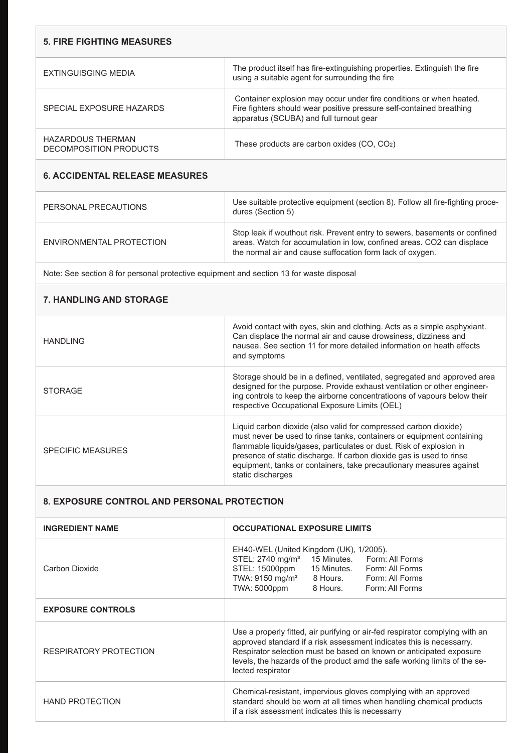## 5. FIRE FIGHTING MEASURES

| | |
|---|---|
| EXTINGUISGING MEDIA | The product itself has fire-extinguishing properties. Extinguish the fire using a suitable agent for surrounding the fire |
| SPECIAL EXPOSURE HAZARDS | Container explosion may occur under fire conditions or when heated. Fire fighters should wear positive pressure self-contained breathing apparatus (SCUBA) and full turnout gear |
| HAZARDOUS THERMAN DECOMPOSITION PRODUCTS | These products are carbon oxides (CO, $CO_2$) |

## 6. ACCIDENTAL RELEASE MEASURES

| | |
|---|---|
| PERSONAL PRECAUTIONS | Use suitable protective equipment (section 8). Follow all fire-fighting procedures (Section 5) |
| ENVIRONMENTAL PROTECTION | Stop leak if wouthout risk. Prevent entry to sewers, basements or confined areas. Watch for accumulation in low, confined areas. CO2 can displace the normal air and cause suffocation form lack of oxygen. |

Note: See section 8 for personal protective equipment and section 13 for waste disposal

## 7. HANDLING AND STORAGE

| | |
|---|---|
| HANDLING | Avoid contact with eyes, skin and clothing. Acts as a simple asphyxiant. Can displace the normal air and cause drowsiness, dizziness and nausea. See section 11 for more detailed information on heath effects and symptoms |
| STORAGE | Storage should be in a defined, ventilated, segregated and approved area designed for the purpose. Provide exhaust ventilation or other engineering controls to keep the airborne concentratioons of vapours below their respective Occupational Exposure Limits (OEL) |
| SPECIFIC MEASURES | Liquid carbon dioxide (also valid for compressed carbon dioxide) must never be used to rinse tanks, containers or equipment containing flammable liquids/gases, particulates or dust. Risk of explosion in presence of static discharge. If carbon dioxide gas is used to rinse equipment, tanks or containers, take precautionary measures against static discharges |

## 8. EXPOSURE CONTROL AND PERSONAL PROTECTION

| INGREDIENT NAME | OCCUPATIONAL EXPOSURE LIMITS |
|---|---|
| Carbon Dioxide | EH40-WEL (United Kingdom (UK), 1/2005).<br>STEL: 2740 mg/m³ 15 Minutes. Form: All Forms<br>STEL: 15000ppm 15 Minutes. Form: All Forms<br>TWA: 9150 mg/m³ 8 Hours. Form: All Forms<br>TWA: 5000ppm 8 Hours. Form: All Forms |
| **EXPOSURE CONTROLS** | |
| RESPIRATORY PROTECTION | Use a properly fitted, air purifying or air-fed respirator complying with an approved standard if a risk assessment indicates this is necessarry. Respirator selection must be based on known or anticipated exposure levels, the hazards of the product amd the safe working limits of the selected respirator |
| HAND PROTECTION | Chemical-resistant, impervious gloves complying with an approved standard should be worn at all times when handling chemical products if a risk assessment indicates this is necessarry |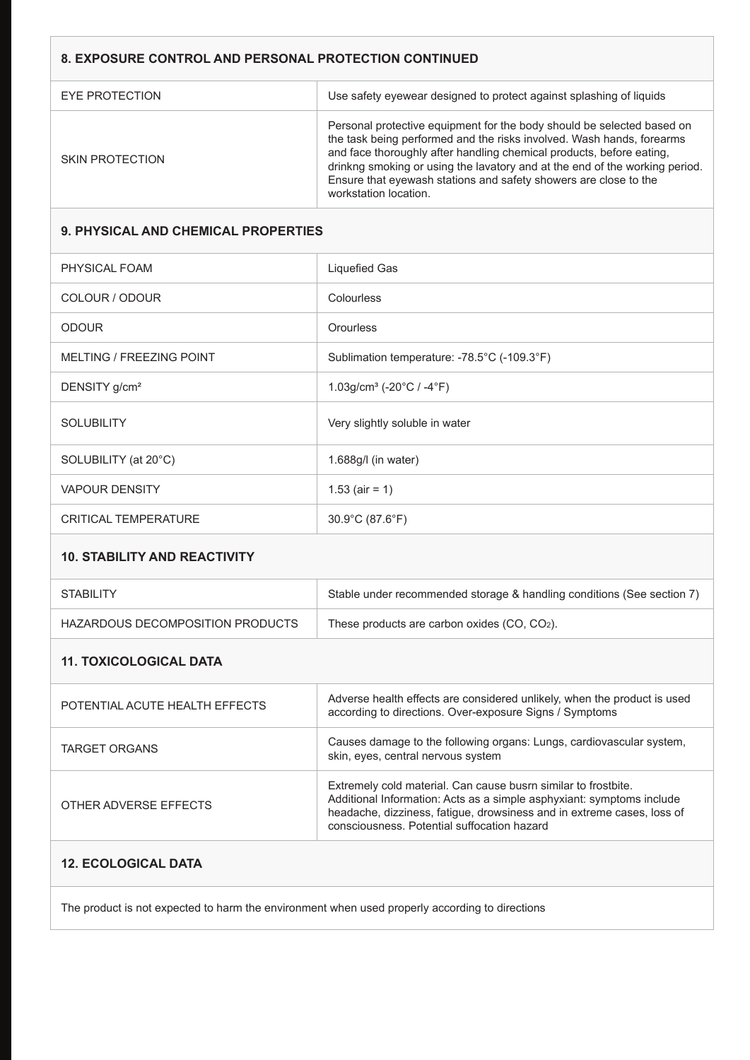## 8. EXPOSURE CONTROL AND PERSONAL PROTECTION CONTINUED

| | |
|---|---|
| EYE PROTECTION | Use safety eyewear designed to protect against splashing of liquids |
| SKIN PROTECTION | Personal protective equipment for the body should be selected based on the task being performed and the risks involved. Wash hands, forearms and face thoroughly after handling chemical products, before eating, drinkng smoking or using the lavatory and at the end of the working period. Ensure that eyewash stations and safety showers are close to the workstation location. |

## 9. PHYSICAL AND CHEMICAL PROPERTIES

| | |
|---|---|
| PHYSICAL FOAM | Liquefied Gas |
| COLOUR / ODOUR | Colourless |
| ODOUR | Orourless |
| MELTING / FREEZING POINT | Sublimation temperature: -78.5°C (-109.3°F) |
| DENSITY g/cm² | 1.03g/cm³ (-20°C / -4°F) |
| SOLUBILITY | Very slightly soluble in water |
| SOLUBILITY (at 20°C) | 1.688g/l (in water) |
| VAPOUR DENSITY | 1.53 (air = 1) |
| CRITICAL TEMPERATURE | 30.9°C (87.6°F) |

## 10. STABILITY AND REACTIVITY

| | |
|---|---|
| STABILITY | Stable under recommended storage & handling conditions (See section 7) |
| HAZARDOUS DECOMPOSITION PRODUCTS | These products are carbon oxides (CO, $CO_2$). |

## 11. TOXICOLOGICAL DATA

| | |
|---|---|
| POTENTIAL ACUTE HEALTH EFFECTS | Adverse health effects are considered unlikely, when the product is used according to directions. Over-exposure Signs / Symptoms |
| TARGET ORGANS | Causes damage to the following organs: Lungs, cardiovascular system, skin, eyes, central nervous system |
| OTHER ADVERSE EFFECTS | Extremely cold material. Can cause busrn similar to frostbite. Additional Information: Acts as a simple asphyxiant: symptoms include headache, dizziness, fatigue, drowsiness and in extreme cases, loss of consciousness. Potential suffocation hazard |

## 12. ECOLOGICAL DATA

The product is not expected to harm the environment when used properly according to directions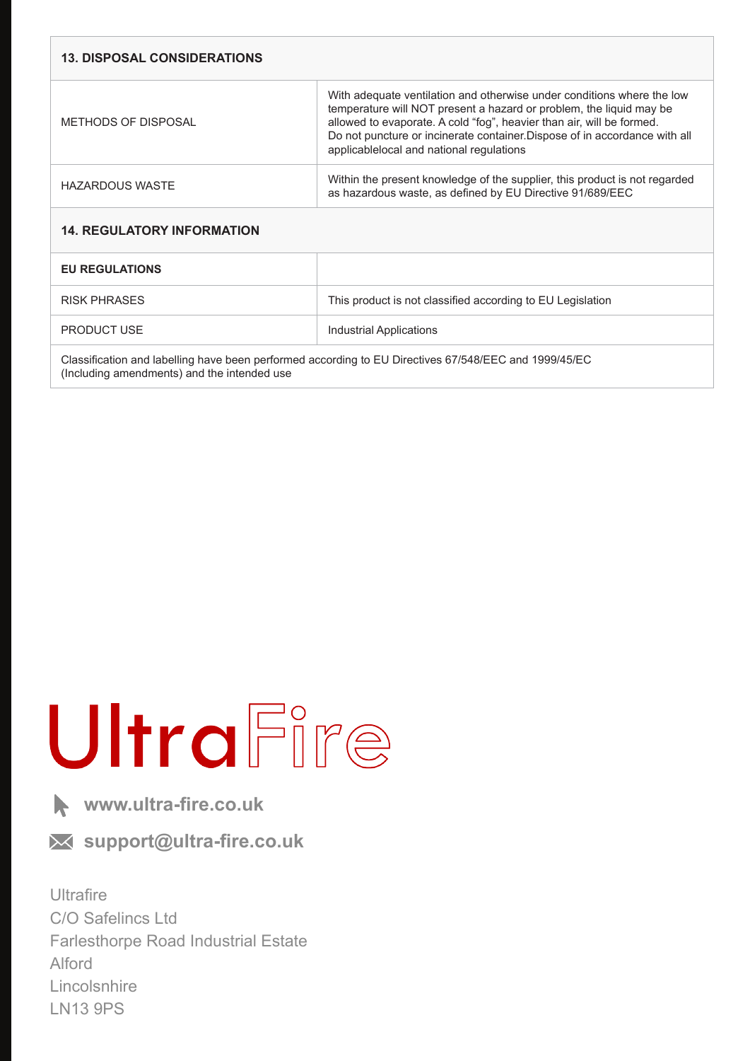## 13. DISPOSAL CONSIDERATIONS

| | |
|---|---|
| METHODS OF DISPOSAL | With adequate ventilation and otherwise under conditions where the low temperature will NOT present a hazard or problem, the liquid may be allowed to evaporate. A cold "fog", heavier than air, will be formed. Do not puncture or incinerate container.Dispose of in accordance with all applicablelocal and national regulations |
| HAZARDOUS WASTE | Within the present knowledge of the supplier, this product is not regarded as hazardous waste, as defined by EU Directive 91/689/EEC |

## 14. REGULATORY INFORMATION

| | |
|---|---|
| **EU REGULATIONS** | |
| RISK PHRASES | This product is not classified according to EU Legislation |
| PRODUCT USE | Industrial Applications |

Classification and labelling have been performed according to EU Directives 67/548/EEC and 1999/45/EC (Including amendments) and the intended use

UltraFire

www.ultra-fire.co.uk

support@ultra-fire.co.uk

Ultrafire
C/O Safelincs Ltd
Farlesthorpe Road Industrial Estate
Alford
Lincolsnhire
LN13 9PS